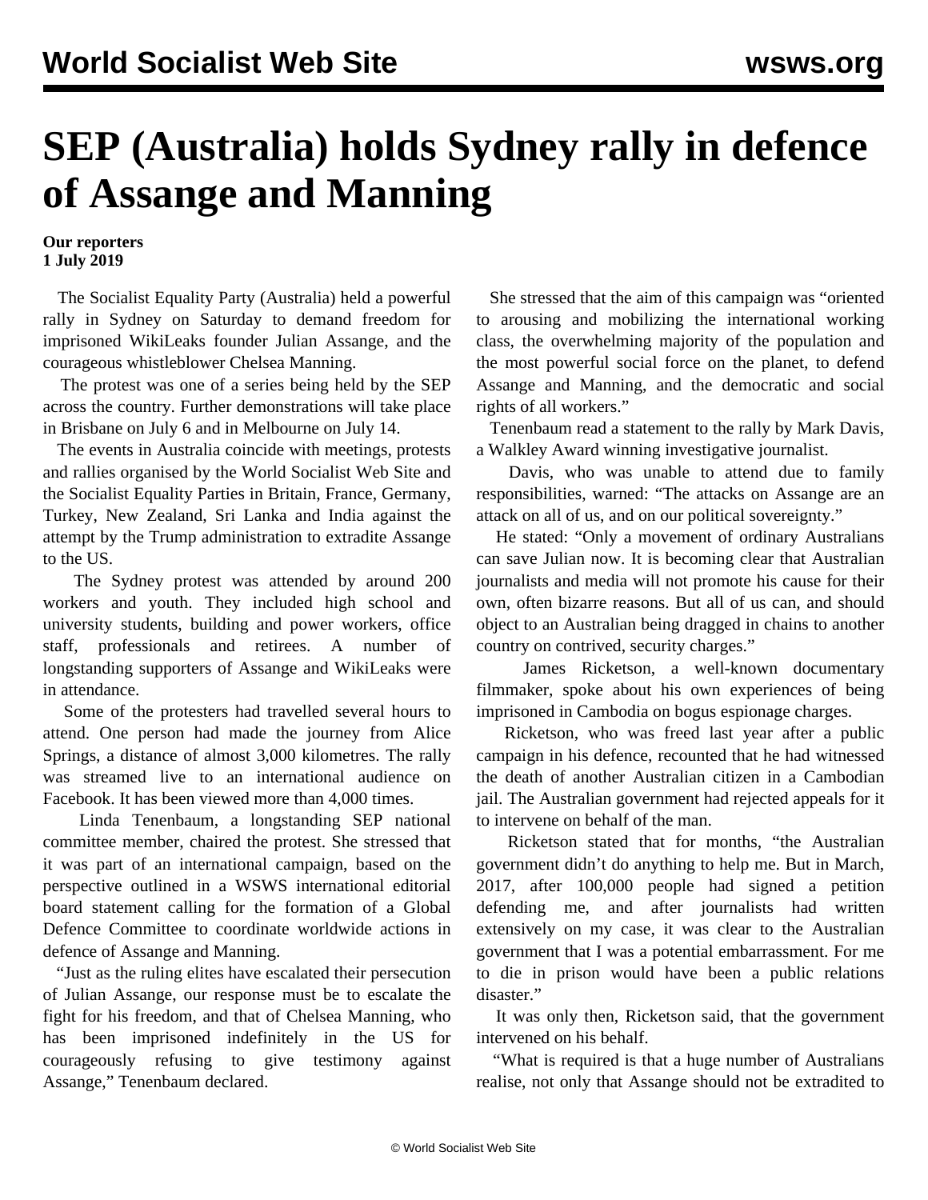# SEP (Australia) holds Sydney rally in defence of Assange and Manning

**Our reporters**
**1 July 2019**

The Socialist Equality Party (Australia) held a powerful rally in Sydney on Saturday to demand freedom for imprisoned WikiLeaks founder Julian Assange, and the courageous whistleblower Chelsea Manning.

The protest was one of a series being held by the SEP across the country. Further demonstrations will take place in Brisbane on July 6 and in Melbourne on July 14.

The events in Australia coincide with meetings, protests and rallies organised by the World Socialist Web Site and the Socialist Equality Parties in Britain, France, Germany, Turkey, New Zealand, Sri Lanka and India against the attempt by the Trump administration to extradite Assange to the US.

The Sydney protest was attended by around 200 workers and youth. They included high school and university students, building and power workers, office staff, professionals and retirees. A number of longstanding supporters of Assange and WikiLeaks were in attendance.

Some of the protesters had travelled several hours to attend. One person had made the journey from Alice Springs, a distance of almost 3,000 kilometres. The rally was streamed live to an international audience on Facebook. It has been viewed more than 4,000 times.

Linda Tenenbaum, a longstanding SEP national committee member, chaired the protest. She stressed that it was part of an international campaign, based on the perspective outlined in a WSWS international editorial board statement calling for the formation of a Global Defence Committee to coordinate worldwide actions in defence of Assange and Manning.

"Just as the ruling elites have escalated their persecution of Julian Assange, our response must be to escalate the fight for his freedom, and that of Chelsea Manning, who has been imprisoned indefinitely in the US for courageously refusing to give testimony against Assange," Tenenbaum declared.

She stressed that the aim of this campaign was "oriented to arousing and mobilizing the international working class, the overwhelming majority of the population and the most powerful social force on the planet, to defend Assange and Manning, and the democratic and social rights of all workers."

Tenenbaum read a statement to the rally by Mark Davis, a Walkley Award winning investigative journalist.

Davis, who was unable to attend due to family responsibilities, warned: "The attacks on Assange are an attack on all of us, and on our political sovereignty."

He stated: "Only a movement of ordinary Australians can save Julian now. It is becoming clear that Australian journalists and media will not promote his cause for their own, often bizarre reasons. But all of us can, and should object to an Australian being dragged in chains to another country on contrived, security charges."

James Ricketson, a well-known documentary filmmaker, spoke about his own experiences of being imprisoned in Cambodia on bogus espionage charges.

Ricketson, who was freed last year after a public campaign in his defence, recounted that he had witnessed the death of another Australian citizen in a Cambodian jail. The Australian government had rejected appeals for it to intervene on behalf of the man.

Ricketson stated that for months, "the Australian government didn't do anything to help me. But in March, 2017, after 100,000 people had signed a petition defending me, and after journalists had written extensively on my case, it was clear to the Australian government that I was a potential embarrassment. For me to die in prison would have been a public relations disaster."

It was only then, Ricketson said, that the government intervened on his behalf.

"What is required is that a huge number of Australians realise, not only that Assange should not be extradited to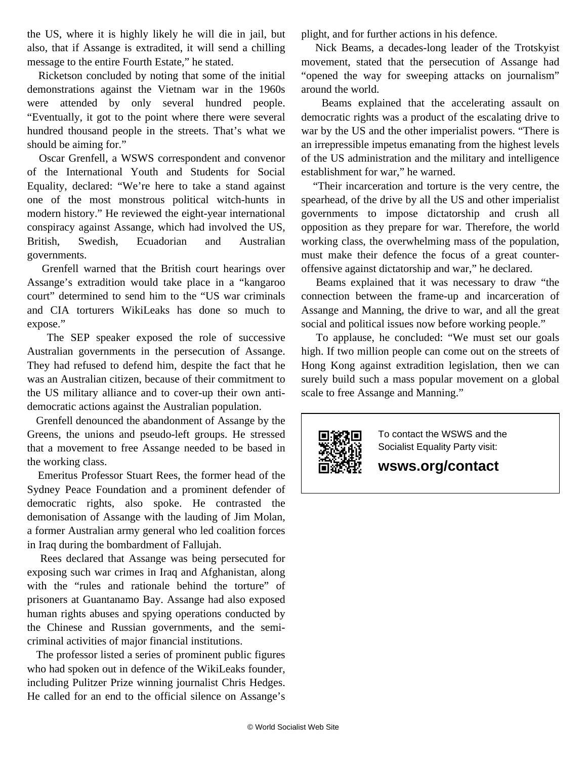the US, where it is highly likely he will die in jail, but also, that if Assange is extradited, it will send a chilling message to the entire Fourth Estate," he stated.

Ricketson concluded by noting that some of the initial demonstrations against the Vietnam war in the 1960s were attended by only several hundred people. "Eventually, it got to the point where there were several hundred thousand people in the streets. That's what we should be aiming for."

Oscar Grenfell, a WSWS correspondent and convenor of the International Youth and Students for Social Equality, declared: "We're here to take a stand against one of the most monstrous political witch-hunts in modern history." He reviewed the eight-year international conspiracy against Assange, which had involved the US, British, Swedish, Ecuadorian and Australian governments.

Grenfell warned that the British court hearings over Assange's extradition would take place in a "kangaroo court" determined to send him to the "US war criminals and CIA torturers WikiLeaks has done so much to expose."

The SEP speaker exposed the role of successive Australian governments in the persecution of Assange. They had refused to defend him, despite the fact that he was an Australian citizen, because of their commitment to the US military alliance and to cover-up their own anti-democratic actions against the Australian population.

Grenfell denounced the abandonment of Assange by the Greens, the unions and pseudo-left groups. He stressed that a movement to free Assange needed to be based in the working class.

Emeritus Professor Stuart Rees, the former head of the Sydney Peace Foundation and a prominent defender of democratic rights, also spoke. He contrasted the demonisation of Assange with the lauding of Jim Molan, a former Australian army general who led coalition forces in Iraq during the bombardment of Fallujah.

Rees declared that Assange was being persecuted for exposing such war crimes in Iraq and Afghanistan, along with the "rules and rationale behind the torture" of prisoners at Guantanamo Bay. Assange had also exposed human rights abuses and spying operations conducted by the Chinese and Russian governments, and the semi-criminal activities of major financial institutions.

The professor listed a series of prominent public figures who had spoken out in defence of the WikiLeaks founder, including Pulitzer Prize winning journalist Chris Hedges. He called for an end to the official silence on Assange's plight, and for further actions in his defence.

Nick Beams, a decades-long leader of the Trotskyist movement, stated that the persecution of Assange had "opened the way for sweeping attacks on journalism" around the world.

Beams explained that the accelerating assault on democratic rights was a product of the escalating drive to war by the US and the other imperialist powers. "There is an irrepressible impetus emanating from the highest levels of the US administration and the military and intelligence establishment for war," he warned.

"Their incarceration and torture is the very centre, the spearhead, of the drive by all the US and other imperialist governments to impose dictatorship and crush all opposition as they prepare for war. Therefore, the world working class, the overwhelming mass of the population, must make their defence the focus of a great counter-offensive against dictatorship and war," he declared.

Beams explained that it was necessary to draw "the connection between the frame-up and incarceration of Assange and Manning, the drive to war, and all the great social and political issues now before working people."

To applause, he concluded: "We must set our goals high. If two million people can come out on the streets of Hong Kong against extradition legislation, then we can surely build such a mass popular movement on a global scale to free Assange and Manning."

To contact the WSWS and the Socialist Equality Party visit:

**wsws.org/contact**